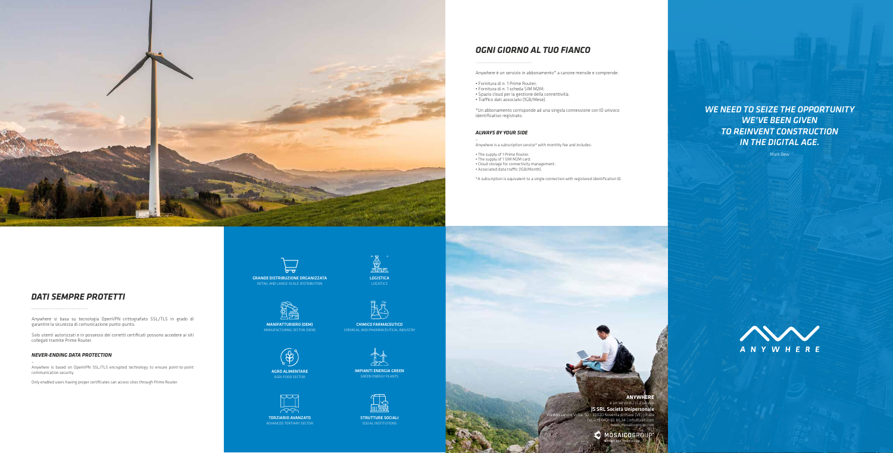## *OGNI GIORNO AL TUO FIANCO*

Anywhere è un servizio in abbonamento* a canone mensile e comprende:

- Fornitura di n. 1 Prime Router;
- Fornitura di n. 1 scheda SIM M2M;
- Spazio cloud per la gestione della connettività;
- Traffico dati associato (1GB/Mese).

*Un abbonamento corrisponde ad una singola connessione con ID univoco identificativo registrato.

### *ALWAYS BY YOUR SIDE*

Anywhere is a subscription service* with monthly fee and includes:

- The supply of 1 Prime Router;
- The supply of 1 SIM M2M card;
- Cloud storage for connectivity management;
- Associated data traffic (1GB/Month).

*A subscription is equivalent to a single connection with registered identification ID.

***WE NEED TO SEIZE THE OPPORTUNITY WE'VE BEEN GIVEN TO REINVENT CONSTRUCTION IN THE DIGITAL AGE.***

Mark Bew

## *DATI SEMPRE PROTETTI*

Anywhere si basa su tecnologia OpenVPN crittografato SSL/TLS in grado di garantire la sicurezza di comunicazione punto-punto.

Solo utenti autorizzati e in possesso dei corretti certificati possono accedere ai siti collegati tramite Prime Router.

### *NEVER-ENDING DATA PROTECTION*

Anywhere is based on OpenVPN SSL/TLS encrypted technology to ensure point-to-point communication security.

Only enabled users having proper certificates can access sites through Prime Router.

**GRANDE DISTRIBUZIONE ORGANIZZATA**
RETAIL AND LARGE-SCALE DISTRIBUTION

**LOGISTICA**
LOGISTICS

**MANIFATTURIERO (OEM)**
MANUFACTURING SECTOR (OEM)

**CHIMICO FARMACEUTICO**
CHEMICAL AND PHARMACEUTICAL INDUSTRY

**AGRO ALIMENTARE**
AGRI-FOOD SECTOR

**IMPIANTI ENERGIA GREEN**
GREEN ENERGY PLANTS

**TERZIARIO AVANZATO**
ADVANCED TERTIARY SECTOR

**STRUTTURE SOCIALI**
SOCIAL INSTITUTIONS

**ANYWHERE**
è un servizio / is a service
**JS SRL Società Unipersonale**
Via Alessandro Volta, 50 - 30020 Noventa di Piave (VE) | Italia
Tel. +39 0421 65 86 34 | info@jssrl.com
www.mosaicogroup.com

MOSAICOGROUP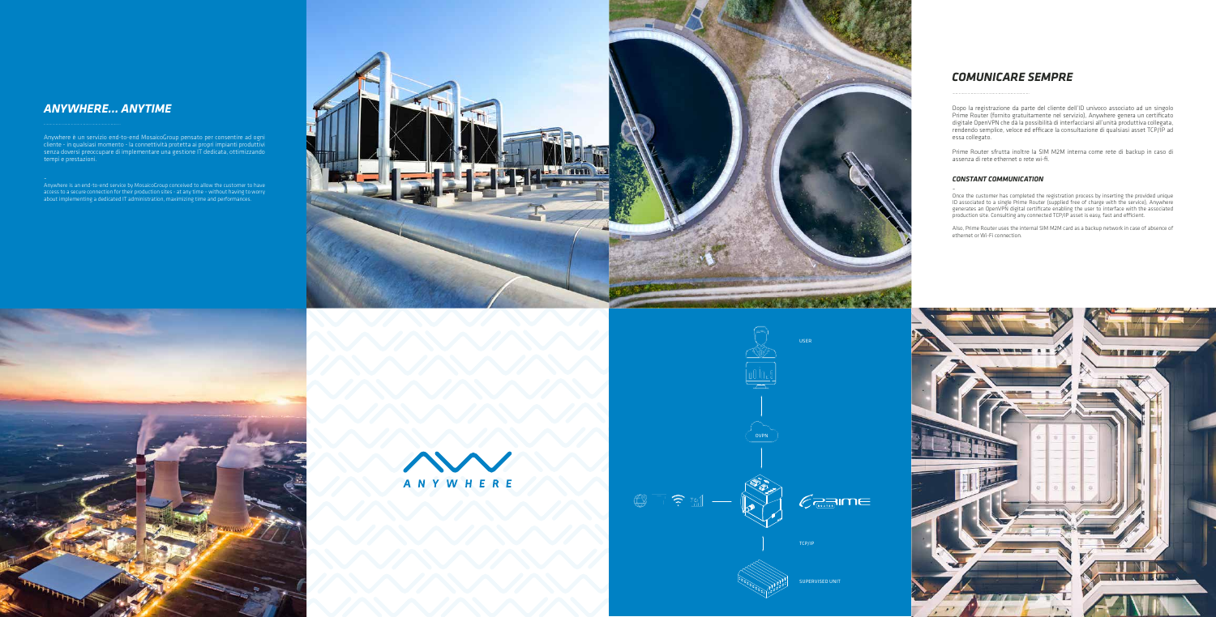## *ANYWHERE... ANYTIME*

Anywhere è un servizio end-to-end MosaicoGroup pensato per consentire ad ogni cliente - in qualsiasi momento - la connettività protetta ai progri impianti produttivi senza doversi preoccupare di implementare una gestione IT dedicata, ottimizzando tempi e prestazioni.

-

Anywhere is an end-to-end service by MosaicoGroup conceived to allow the customer to have access to a secure connection for their production sites - at any time - without having to worry about implementing a dedicated IT administration, maximizing time and performances.

## *COMUNICARE SEMPRE*

Dopo la registrazione da parte del cliente dell'ID univoco associato ad un singolo Prime Router (fornito gratuitamente nel servizio), Anywhere genera un certificato digitale OpenVPN che dà la possibilità di interfacciarsi all'unità produttiva collegata, rendendo semplice, veloce ed efficace la consultazione di qualsiasi asset TCP/IP ad essa collegato.

Prime Router sfrutta inoltre la SIM M2M interna come rete di backup in caso di assenza di rete ethernet o rete wi-fi.

### *CONSTANT COMMUNICATION*

-

Once the customer has completed the registration process by inserting the provided unique ID associated to a single Prime Router (supplied free of charge with the service), Anywhere generates an OpenVPN digital certificate enabling the user to interface with the associated production site. Consulting any connected TCP/IP asset is easy, fast and efficient.

Also, Prime Router uses the internal SIM M2M card as a backup network in case of absence of ethernet or Wi-Fi connection.

ANYWHERE

USER

OVPN

PRIME

TCP/IP

SUPERVISED UNIT